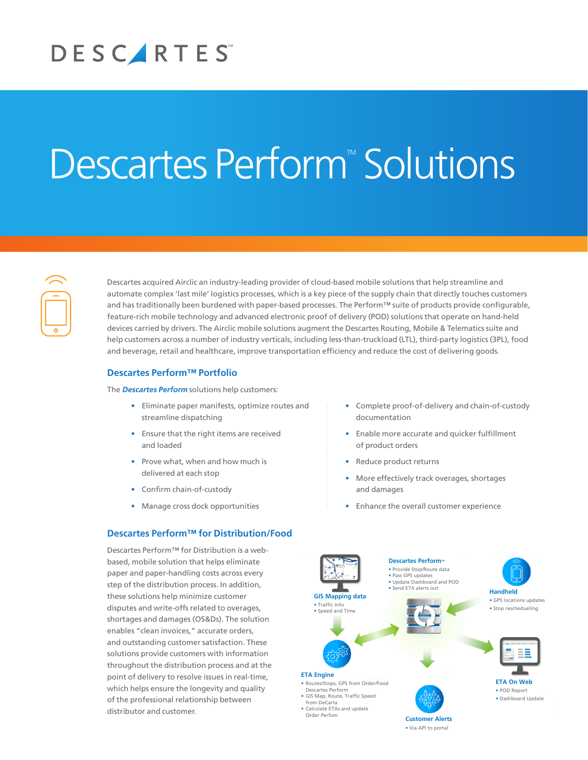# Descartes Perform™ Solutions

Descartes acquired Airclic an industry-leading provider of cloud-based mobile solutions that help streamline and automate complex 'last mile' logistics processes, which is a key piece of the supply chain that directly touches customers and has traditionally been burdened with paper-based processes. The Perform™ suite of products provide configurable, feature-rich mobile technology and advanced electronic proof of delivery (POD) solutions that operate on hand-held devices carried by drivers. The Airclic mobile solutions augment the Descartes Routing, Mobile & Telematics suite and help customers across a number of industry verticals, including less-than-truckload (LTL), third-party logistics (3PL), food and beverage, retail and healthcare, improve transportation efficiency and reduce the cost of delivering goods.

## Descartes Perform™ Portfolio

The ***Descartes Perform*** solutions help customers:

- Eliminate paper manifests, optimize routes and streamline dispatching
- Ensure that the right items are received and loaded
- Prove what, when and how much is delivered at each stop
- Confirm chain-of-custody
- Manage cross dock opportunities
- Complete proof-of-delivery and chain-of-custody documentation
- Enable more accurate and quicker fulfillment of product orders
- Reduce product returns
- More effectively track overages, shortages and damages
- Enhance the overall customer experience

## Descartes Perform™ for Distribution/Food

Descartes Perform™ for Distribution is a web-based, mobile solution that helps eliminate paper and paper-handling costs across every step of the distribution process. In addition, these solutions help minimize customer disputes and write-offs related to overages, shortages and damages (OS&Ds). The solution enables "clean invoices," accurate orders, and outstanding customer satisfaction. These solutions provide customers with information throughout the distribution process and at the point of delivery to resolve issues in real-time, which helps ensure the longevity and quality of the professional relationship between distributor and customer.

**GIS Mapping data**
- Traffic Info
- Speed and Time

**Descartes Perform™**
- Provide Stop/Route data
- Pass GPS updates
- Update Dashboard and POD
- Send ETA alerts out

**Handheld**
- GPS locations updates
- Stop rescheduling

**ETA Engine**
- Routes/Stops, GPS from Order/Food Descartes Perform
- GIS Map, Route, Traffic Speed from DeCarta
- Calculate ETAs and update Order Perform

**Customer Alerts**
- Via API to portal

**ETA On Web**
- POD Report
- Dashboard Update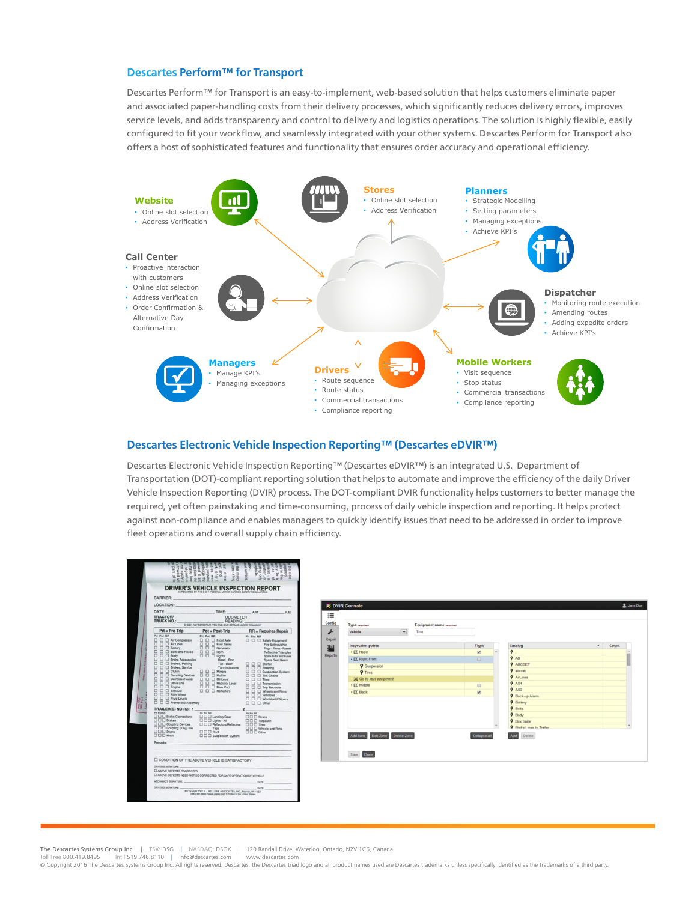## Descartes Perform™ for Transport

Descartes Perform™ for Transport is an easy-to-implement, web-based solution that helps customers eliminate paper and associated paper-handling costs from their delivery processes, which significantly reduces delivery errors, improves service levels, and adds transparency and control to delivery and logistics operations. The solution is highly flexible, easily configured to fit your workflow, and seamlessly integrated with your other systems. Descartes Perform for Transport also offers a host of sophisticated features and functionality that ensures order accuracy and operational efficiency.

**Website**
- Online slot selection
- Address Verification

**Stores**
- Online slot selection
- Address Verification

**Planners**
- Strategic Modelling
- Setting parameters
- Managing exceptions
- Achieve KPI's

**Call Center**
- Proactive interaction with customers
- Online slot selection
- Address Verification
- Order Confirmation & Alternative Day Confirmation

**Dispatcher**
- Monitoring route execution
- Amending routes
- Adding expedite orders
- Achieve KPI's

**Managers**
- Manage KPI's
- Managing exceptions

**Drivers**
- Route sequence
- Route status
- Commercial transactions
- Compliance reporting

**Mobile Workers**
- Visit sequence
- Stop status
- Commercial transactions
- Compliance reporting

## Descartes Electronic Vehicle Inspection Reporting™ (Descartes eDVIR™)

Descartes Electronic Vehicle Inspection Reporting™ (Descartes eDVIR™) is an integrated U.S. Department of Transportation (DOT)-compliant reporting solution that helps to automate and improve the efficiency of the daily Driver Vehicle Inspection Reporting (DVIR) process. The DOT-compliant DVIR functionality helps customers to better manage the required, yet often painstaking and time-consuming, process of daily vehicle inspection and reporting. It helps protect against non-compliance and enables managers to quickly identify issues that need to be addressed in order to improve fleet operations and overall supply chain efficiency.

The Descartes Systems Group Inc. | TSX: DSG | NASDAQ: DSGX | 120 Randall Drive, Waterloo, Ontario, N2V 1C6, Canada
Toll Free 800.419.8495 | Int'l 519.746.8110 | info@descartes.com | www.descartes.com
© Copyright 2016 The Descartes Systems Group Inc. All rights reserved. Descartes, the Descartes triad logo and all product names used are Descartes trademarks unless specifically identified as the trademarks of a third party.